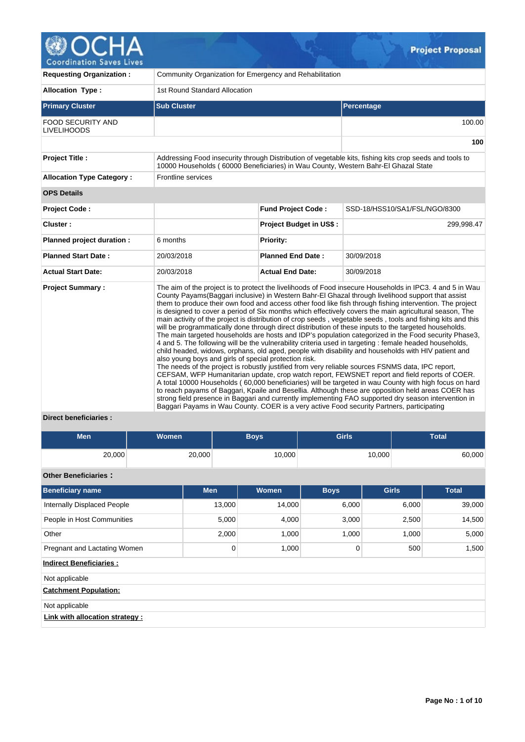# Project Proposal

| | |
|---|---|
| **Requesting Organization :** | Community Organization for Emergency and Rehabilitation |
| **Allocation Type :** | 1st Round Standard Allocation |

| Primary Cluster | Sub Cluster | Percentage |
|---|---|---|
| FOOD SECURITY AND LIVELIHOODS | | 100.00 |
| | | **100** |

| | |
|---|---|
| **Project Title :** | Addressing Food insecurity through Distribution of vegetable kits, fishing kits crop seeds and tools to 10000 Households ( 60000 Beneficiaries) in Wau County, Western Bahr-El Ghazal State |
| **Allocation Type Category :** | Frontline services |

**OPS Details**

| | | | |
|---|---|---|---|
| **Project Code :** | | **Fund Project Code :** | SSD-18/HSS10/SA1/FSL/NGO/8300 |
| **Cluster :** | | **Project Budget in US$ :** | 299,998.47 |
| **Planned project duration :** | 6 months | **Priority:** | |
| **Planned Start Date :** | 20/03/2018 | **Planned End Date :** | 30/09/2018 |
| **Actual Start Date:** | 20/03/2018 | **Actual End Date:** | 30/09/2018 |

**Project Summary :**

The aim of the project is to protect the livelihoods of Food insecure Households in IPC3. 4 and 5 in Wau County Payams(Baggari inclusive) in Western Bahr-El Ghazal through livelihood support that assist them to produce their own food and access other food like fish through fishing intervention. The project is designed to cover a period of Six months which effectively covers the main agricultural season, The main activity of the project is distribution of crop seeds , vegetable seeds , tools and fishing kits and this will be programmatically done through direct distribution of these inputs to the targeted households.
The main targeted households are hosts and IDP's population categorized in the Food security Phase3, 4 and 5. The following will be the vulnerability criteria used in targeting : female headed households, child headed, widows, orphans, old aged, people with disability and households with HIV patient and also young boys and girls of special protection risk.
The needs of the project is robustly justified from very reliable sources FSNMS data, IPC report, CEFSAM, WFP Humanitarian update, crop watch report, FEWSNET report and field reports of COER.
A total 10000 Households ( 60,000 beneficiaries) will be targeted in wau County with high focus on hard to reach payams of Baggari, Kpaile and Besellia. Although these are opposition held areas COER has strong field presence in Baggari and currently implementing FAO supported dry season intervention in Baggari Payams in Wau County. COER is a very active Food security Partners, participating

**Direct beneficiaries :**

| Men | Women | Boys | Girls | Total |
|---|---|---|---|---|
| 20,000 | 20,000 | 10,000 | 10,000 | 60,000 |

**Other Beneficiaries :**

| Beneficiary name | Men | Women | Boys | Girls | Total |
|---|---|---|---|---|---|
| Internally Displaced People | 13,000 | 14,000 | 6,000 | 6,000 | 39,000 |
| People in Host Communities | 5,000 | 4,000 | 3,000 | 2,500 | 14,500 |
| Other | 2,000 | 1,000 | 1,000 | 1,000 | 5,000 |
| Pregnant and Lactating Women | 0 | 1,000 | 0 | 500 | 1,500 |

**Indirect Beneficiaries :**

Not applicable

**Catchment Population:**

Not applicable

**Link with allocation strategy :**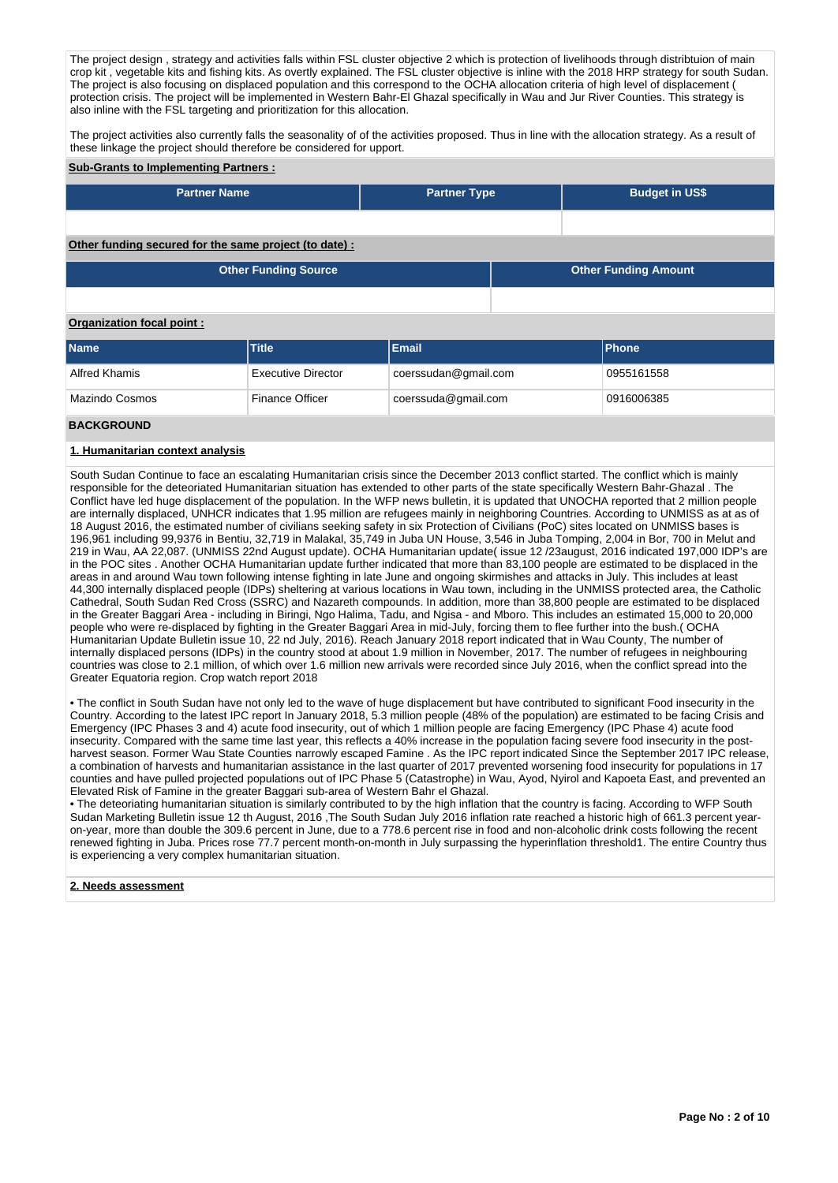The project design , strategy and activities falls within FSL cluster objective 2 which is protection of livelihoods through distribtuion of main crop kit , vegetable kits and fishing kits. As overtly explained. The FSL cluster objective is inline with the 2018 HRP strategy for south Sudan. The project is also focusing on displaced population and this correspond to the OCHA allocation criteria of high level of displacement ( protection crisis. The project will be implemented in Western Bahr-El Ghazal specifically in Wau and Jur River Counties. This strategy is also inline with the FSL targeting and prioritization for this allocation.

The project activities also currently falls the seasonality of of the activities proposed. Thus in line with the allocation strategy. As a result of these linkage the project should therefore be considered for upport.

**Sub-Grants to Implementing Partners :**

| Partner Name | Partner Type | Budget in US$ |
| --- | --- | --- |
| | | |

**Other funding secured for the same project (to date) :**

| Other Funding Source | Other Funding Amount |
| --- | --- |
| | |

**Organization focal point :**

| Name | Title | Email | Phone |
| --- | --- | --- | --- |
| Alfred Khamis | Executive Director | coerssudan@gmail.com | 0955161558 |
| Mazindo Cosmos | Finance Officer | coerssuda@gmail.com | 0916006385 |

## BACKGROUND

### 1. Humanitarian context analysis

South Sudan Continue to face an escalating Humanitarian crisis since the December 2013 conflict started. The conflict which is mainly responsible for the deteoriated Humanitarian situation has extended to other parts of the state specifically Western Bahr-Ghazal . The Conflict have led huge displacement of the population. In the WFP news bulletin, it is updated that UNOCHA reported that 2 million people are internally displaced, UNHCR indicates that 1.95 million are refugees mainly in neighboring Countries. According to UNMISS as at as of 18 August 2016, the estimated number of civilians seeking safety in six Protection of Civilians (PoC) sites located on UNMISS bases is 196,961 including 99,9376 in Bentiu, 32,719 in Malakal, 35,749 in Juba UN House, 3,546 in Juba Tomping, 2,004 in Bor, 700 in Melut and 219 in Wau, AA 22,087. (UNMISS 22nd August update). OCHA Humanitarian update( issue 12 /23august, 2016 indicated 197,000 IDP's are in the POC sites . Another OCHA Humanitarian update further indicated that more than 83,100 people are estimated to be displaced in the areas in and around Wau town following intense fighting in late June and ongoing skirmishes and attacks in July. This includes at least 44,300 internally displaced people (IDPs) sheltering at various locations in Wau town, including in the UNMISS protected area, the Catholic Cathedral, South Sudan Red Cross (SSRC) and Nazareth compounds. In addition, more than 38,800 people are estimated to be displaced in the Greater Baggari Area - including in Biringi, Ngo Halima, Tadu, and Ngisa - and Mboro. This includes an estimated 15,000 to 20,000 people who were re-displaced by fighting in the Greater Baggari Area in mid-July, forcing them to flee further into the bush.( OCHA Humanitarian Update Bulletin issue 10, 22 nd July, 2016). Reach January 2018 report indicated that in Wau County, The number of internally displaced persons (IDPs) in the country stood at about 1.9 million in November, 2017. The number of refugees in neighbouring countries was close to 2.1 million, of which over 1.6 million new arrivals were recorded since July 2016, when the conflict spread into the Greater Equatoria region. Crop watch report 2018

• The conflict in South Sudan have not only led to the wave of huge displacement but have contributed to significant Food insecurity in the Country. According to the latest IPC report In January 2018, 5.3 million people (48% of the population) are estimated to be facing Crisis and Emergency (IPC Phases 3 and 4) acute food insecurity, out of which 1 million people are facing Emergency (IPC Phase 4) acute food insecurity. Compared with the same time last year, this reflects a 40% increase in the population facing severe food insecurity in the post-harvest season. Former Wau State Counties narrowly escaped Famine . As the IPC report indicated Since the September 2017 IPC release, a combination of harvests and humanitarian assistance in the last quarter of 2017 prevented worsening food insecurity for populations in 17 counties and have pulled projected populations out of IPC Phase 5 (Catastrophe) in Wau, Ayod, Nyirol and Kapoeta East, and prevented an Elevated Risk of Famine in the greater Baggari sub-area of Western Bahr el Ghazal.
• The deteoriating humanitarian situation is similarly contributed to by the high inflation that the country is facing. According to WFP South Sudan Marketing Bulletin issue 12 th August, 2016 ,The South Sudan July 2016 inflation rate reached a historic high of 661.3 percent year-on-year, more than double the 309.6 percent in June, due to a 778.6 percent rise in food and non-alcoholic drink costs following the recent renewed fighting in Juba. Prices rose 77.7 percent month-on-month in July surpassing the hyperinflation threshold1. The entire Country thus is experiencing a very complex humanitarian situation.

### 2. Needs assessment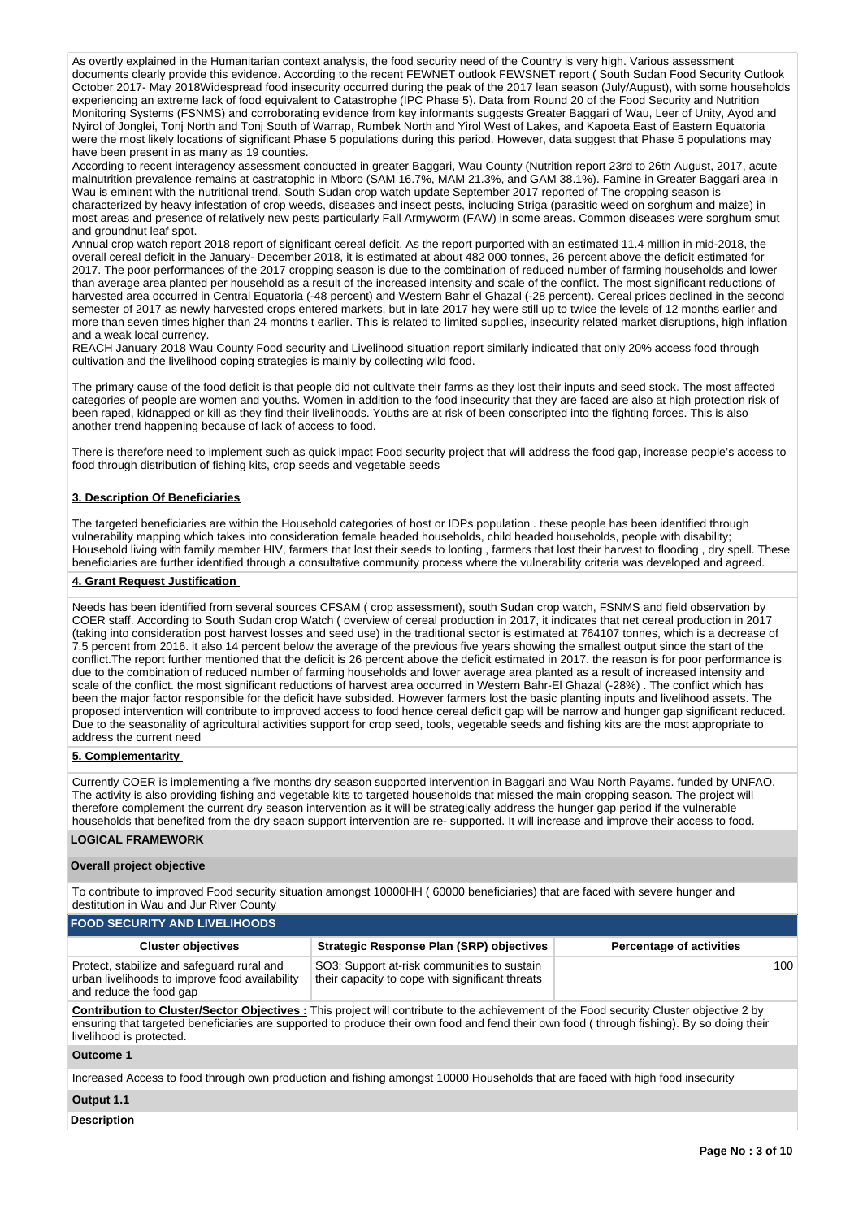As overtly explained in the Humanitarian context analysis, the food security need of the Country is very high. Various assessment documents clearly provide this evidence. According to the recent FEWNET outlook FEWSNET report ( South Sudan Food Security Outlook October 2017- May 2018Widespread food insecurity occurred during the peak of the 2017 lean season (July/August), with some households experiencing an extreme lack of food equivalent to Catastrophe (IPC Phase 5). Data from Round 20 of the Food Security and Nutrition Monitoring Systems (FSNMS) and corroborating evidence from key informants suggests Greater Baggari of Wau, Leer of Unity, Ayod and Nyirol of Jonglei, Tonj North and Tonj South of Warrap, Rumbek North and Yirol West of Lakes, and Kapoeta East of Eastern Equatoria were the most likely locations of significant Phase 5 populations during this period. However, data suggest that Phase 5 populations may have been present in as many as 19 counties.

According to recent interagency assessment conducted in greater Baggari, Wau County (Nutrition report 23rd to 26th August, 2017, acute malnutrition prevalence remains at castratophic in Mboro (SAM 16.7%, MAM 21.3%, and GAM 38.1%). Famine in Greater Baggari area in Wau is eminent with the nutritional trend. South Sudan crop watch update September 2017 reported of The cropping season is characterized by heavy infestation of crop weeds, diseases and insect pests, including Striga (parasitic weed on sorghum and maize) in most areas and presence of relatively new pests particularly Fall Armyworm (FAW) in some areas. Common diseases were sorghum smut and groundnut leaf spot.

Annual crop watch report 2018 report of significant cereal deficit. As the report purported with an estimated 11.4 million in mid-2018, the overall cereal deficit in the January- December 2018, it is estimated at about 482 000 tonnes, 26 percent above the deficit estimated for 2017. The poor performances of the 2017 cropping season is due to the combination of reduced number of farming households and lower than average area planted per household as a result of the increased intensity and scale of the conflict. The most significant reductions of harvested area occurred in Central Equatoria (-48 percent) and Western Bahr el Ghazal (-28 percent). Cereal prices declined in the second semester of 2017 as newly harvested crops entered markets, but in late 2017 hey were still up to twice the levels of 12 months earlier and more than seven times higher than 24 months t earlier. This is related to limited supplies, insecurity related market disruptions, high inflation and a weak local currency.

REACH January 2018 Wau County Food security and Livelihood situation report similarly indicated that only 20% access food through cultivation and the livelihood coping strategies is mainly by collecting wild food.

The primary cause of the food deficit is that people did not cultivate their farms as they lost their inputs and seed stock. The most affected categories of people are women and youths. Women in addition to the food insecurity that they are faced are also at high protection risk of been raped, kidnapped or kill as they find their livelihoods. Youths are at risk of been conscripted into the fighting forces. This is also another trend happening because of lack of access to food.

There is therefore need to implement such as quick impact Food security project that will address the food gap, increase people's access to food through distribution of fishing kits, crop seeds and vegetable seeds

## 3. Description Of Beneficiaries

The targeted beneficiaries are within the Household categories of host or IDPs population . these people has been identified through vulnerability mapping which takes into consideration female headed households, child headed households, people with disability; Household living with family member HIV, farmers that lost their seeds to looting , farmers that lost their harvest to flooding , dry spell. These beneficiaries are further identified through a consultative community process where the vulnerability criteria was developed and agreed.

## 4. Grant Request Justification

Needs has been identified from several sources CFSAM ( crop assessment), south Sudan crop watch, FSNMS and field observation by COER staff. According to South Sudan crop Watch ( overview of cereal production in 2017, it indicates that net cereal production in 2017 (taking into consideration post harvest losses and seed use) in the traditional sector is estimated at 764107 tonnes, which is a decrease of 7.5 percent from 2016. it also 14 percent below the average of the previous five years showing the smallest output since the start of the conflict.The report further mentioned that the deficit is 26 percent above the deficit estimated in 2017. the reason is for poor performance is due to the combination of reduced number of farming households and lower average area planted as a result of increased intensity and scale of the conflict. the most significant reductions of harvest area occurred in Western Bahr-El Ghazal (-28%) . The conflict which has been the major factor responsible for the deficit have subsided. However farmers lost the basic planting inputs and livelihood assets. The proposed intervention will contribute to improved access to food hence cereal deficit gap will be narrow and hunger gap significant reduced. Due to the seasonality of agricultural activities support for crop seed, tools, vegetable seeds and fishing kits are the most appropriate to address the current need

## 5. Complementarity

Currently COER is implementing a five months dry season supported intervention in Baggari and Wau North Payams. funded by UNFAO. The activity is also providing fishing and vegetable kits to targeted households that missed the main cropping season. The project will therefore complement the current dry season intervention as it will be strategically address the hunger gap period if the vulnerable households that benefited from the dry seaon support intervention are re- supported. It will increase and improve their access to food.

## LOGICAL FRAMEWORK

### Overall project objective

To contribute to improved Food security situation amongst 10000HH ( 60000 beneficiaries) that are faced with severe hunger and destitution in Wau and Jur River County

### FOOD SECURITY AND LIVELIHOODS

| Cluster objectives | Strategic Response Plan (SRP) objectives | Percentage of activities |
|---|---|---|
| Protect, stabilize and safeguard rural and urban livelihoods to improve food availability and reduce the food gap | SO3: Support at-risk communities to sustain their capacity to cope with significant threats | 100 |

**Contribution to Cluster/Sector Objectives :** This project will contribute to the achievement of the Food security Cluster objective 2 by ensuring that targeted beneficiaries are supported to produce their own food and fend their own food ( through fishing). By so doing their livelihood is protected.

**Outcome 1**

Increased Access to food through own production and fishing amongst 10000 Households that are faced with high food insecurity

**Output 1.1**

**Description**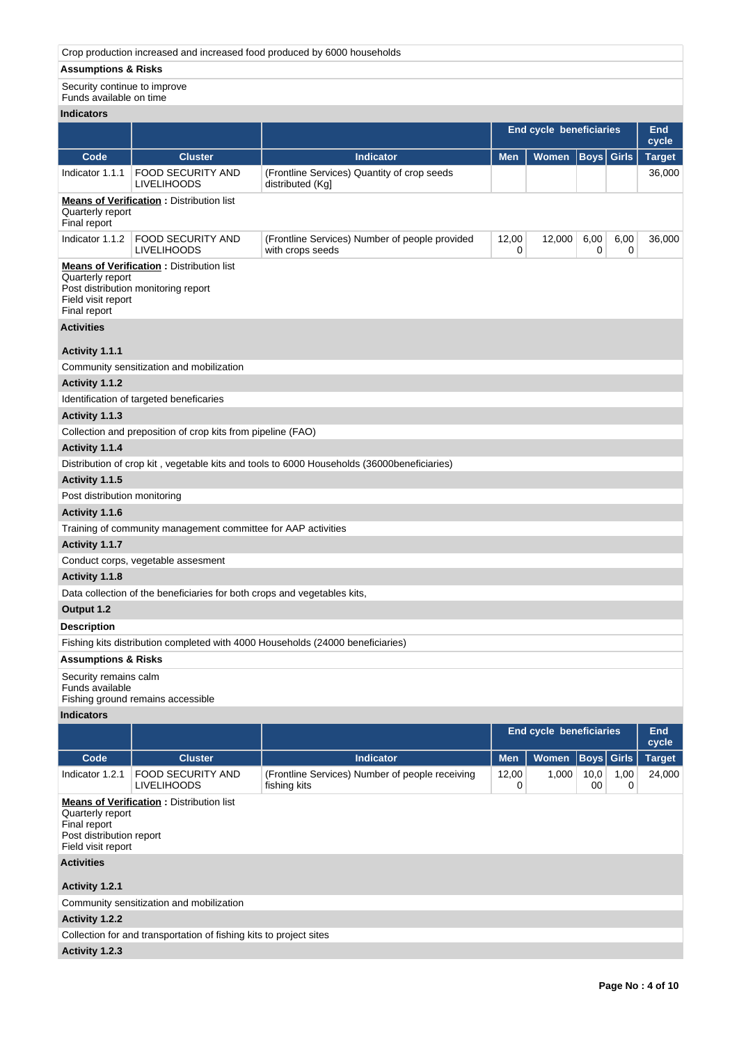Crop production increased and increased food produced by 6000 households

**Assumptions & Risks**

Security continue to improve
Funds available on time

**Indicators**

| | | | End cycle beneficiaries | | | | End cycle |
|---|---|---|---|---|---|---|---|
| **Code** | **Cluster** | **Indicator** | **Men** | **Women** | **Boys** | **Girls** | **Target** |
| Indicator 1.1.1 | FOOD SECURITY AND LIVELIHOODS | (Frontline Services) Quantity of crop seeds distributed (Kg] | | | | | 36,000 |

**Means of Verification :** Distribution list
Quarterly report
Final report

| **Code** | **Cluster** | **Indicator** | **Men** | **Women** | **Boys** | **Girls** | **Target** |
|---|---|---|---|---|---|---|---|
| Indicator 1.1.2 | FOOD SECURITY AND LIVELIHOODS | (Frontline Services) Number of people provided with crops seeds | 12,000 | 12,000 | 6,000 | 6,000 | 36,000 |

**Means of Verification :** Distribution list
Quarterly report
Post distribution monitoring report
Field visit report
Final report

**Activities**

**Activity 1.1.1**

Community sensitization and mobilization

**Activity 1.1.2**

Identification of targeted beneficaries

**Activity 1.1.3**

Collection and preposition of crop kits from pipeline (FAO)

**Activity 1.1.4**

Distribution of crop kit , vegetable kits and tools to 6000 Households (36000beneficiaries)

**Activity 1.1.5**

Post distribution monitoring

**Activity 1.1.6**

Training of community management committee for AAP activities

**Activity 1.1.7**

Conduct corps, vegetable assesment

**Activity 1.1.8**

Data collection of the beneficiaries for both crops and vegetables kits,

**Output 1.2**

**Description**

Fishing kits distribution completed with 4000 Households (24000 beneficiaries)

**Assumptions & Risks**

Security remains calm
Funds available
Fishing ground remains accessible

**Indicators**

| | | | End cycle beneficiaries | | | | End cycle |
|---|---|---|---|---|---|---|---|
| **Code** | **Cluster** | **Indicator** | **Men** | **Women** | **Boys** | **Girls** | **Target** |
| Indicator 1.2.1 | FOOD SECURITY AND LIVELIHOODS | (Frontline Services) Number of people receiving fishing kits | 12,000 | 1,000 | 10,000 | 1,000 | 24,000 |

**Means of Verification :** Distribution list
Quarterly report
Final report
Post distribution report
Field visit report

**Activities**

**Activity 1.2.1**

Community sensitization and mobilization

**Activity 1.2.2**

Collection for and transportation of fishing kits to project sites

**Activity 1.2.3**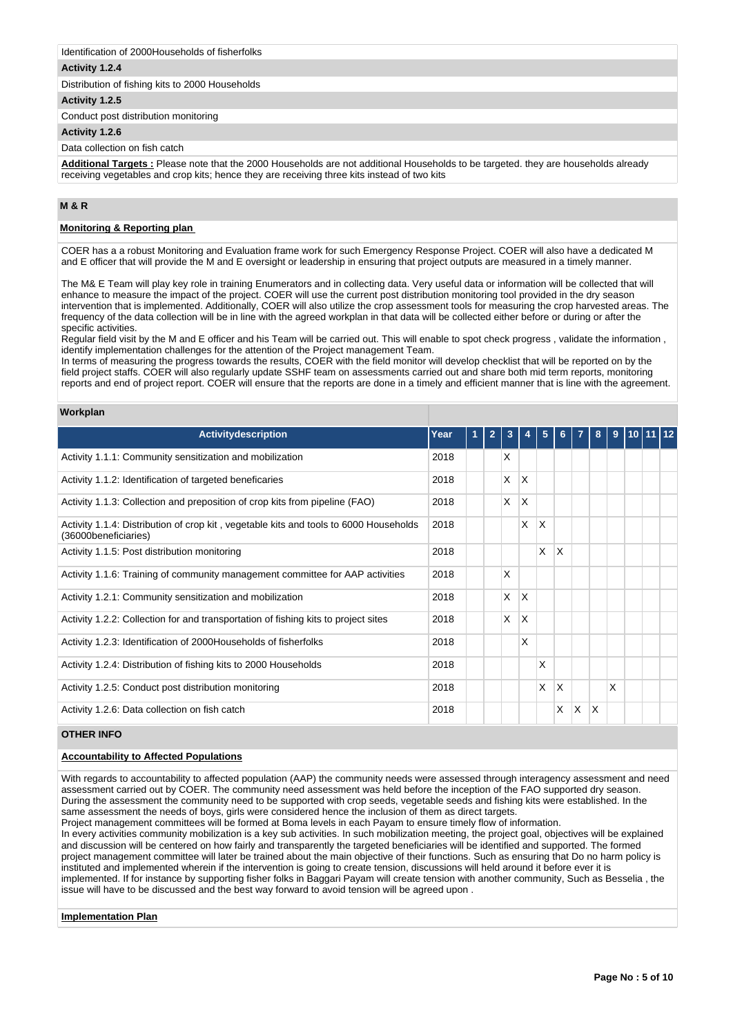Identification of 2000Households of fisherfolks

**Activity 1.2.4**

Distribution of fishing kits to 2000 Households

**Activity 1.2.5**

Conduct post distribution monitoring

**Activity 1.2.6**

Data collection on fish catch

**Additional Targets :** Please note that the 2000 Households are not additional Households to be targeted. they are households already receiving vegetables and crop kits; hence they are receiving three kits instead of two kits

## M & R

**Monitoring & Reporting plan**

COER has a a robust Monitoring and Evaluation frame work for such Emergency Response Project. COER will also have a dedicated M and E officer that will provide the M and E oversight or leadership in ensuring that project outputs are measured in a timely manner.

The M& E Team will play key role in training Enumerators and in collecting data. Very useful data or information will be collected that will enhance to measure the impact of the project. COER will use the current post distribution monitoring tool provided in the dry season intervention that is implemented. Additionally, COER will also utilize the crop assessment tools for measuring the crop harvested areas. The frequency of the data collection will be in line with the agreed workplan in that data will be collected either before or during or after the specific activities.
Regular field visit by the M and E officer and his Team will be carried out. This will enable to spot check progress , validate the information , identify implementation challenges for the attention of the Project management Team.
In terms of measuring the progress towards the results, COER with the field monitor will develop checklist that will be reported on by the field project staffs. COER will also regularly update SSHF team on assessments carried out and share both mid term reports, monitoring reports and end of project report. COER will ensure that the reports are done in a timely and efficient manner that is line with the agreement.

**Workplan**

| Activitydescription | Year | 1 | 2 | 3 | 4 | 5 | 6 | 7 | 8 | 9 | 10 | 11 | 12 |
|---|---|---|---|---|---|---|---|---|---|---|---|---|---|
| Activity 1.1.1: Community sensitization and mobilization | 2018 | | | X | | | | | | | | | |
| Activity 1.1.2: Identification of targeted beneficaries | 2018 | | | X | X | | | | | | | | |
| Activity 1.1.3: Collection and preposition of crop kits from pipeline (FAO) | 2018 | | | X | X | | | | | | | | |
| Activity 1.1.4: Distribution of crop kit , vegetable kits and tools to 6000 Households (36000beneficiaries) | 2018 | | | | X | X | | | | | | | |
| Activity 1.1.5: Post distribution monitoring | 2018 | | | | | X | X | | | | | | |
| Activity 1.1.6: Training of community management committee for AAP activities | 2018 | | | X | | | | | | | | | |
| Activity 1.2.1: Community sensitization and mobilization | 2018 | | | X | X | | | | | | | | |
| Activity 1.2.2: Collection for and transportation of fishing kits to project sites | 2018 | | | X | X | | | | | | | | |
| Activity 1.2.3: Identification of 2000Households of fisherfolks | 2018 | | | | X | | | | | | | | |
| Activity 1.2.4: Distribution of fishing kits to 2000 Households | 2018 | | | | | X | | | | | | | |
| Activity 1.2.5: Conduct post distribution monitoring | 2018 | | | | | X | X | | | X | | | |
| Activity 1.2.6: Data collection on fish catch | 2018 | | | | | | X | X | X | | | | |

## OTHER INFO

**Accountability to Affected Populations**

With regards to accountability to affected population (AAP) the community needs were assessed through interagency assessment and need assessment carried out by COER. The community need assessment was held before the inception of the FAO supported dry season. During the assessment the community need to be supported with crop seeds, vegetable seeds and fishing kits were established. In the same assessment the needs of boys, girls were considered hence the inclusion of them as direct targets.
Project management committees will be formed at Boma levels in each Payam to ensure timely flow of information.
In every activities community mobilization is a key sub activities. In such mobilization meeting, the project goal, objectives will be explained and discussion will be centered on how fairly and transparently the targeted beneficiaries will be identified and supported. The formed project management committee will later be trained about the main objective of their functions. Such as ensuring that Do no harm policy is instituted and implemented wherein if the intervention is going to create tension, discussions will held around it before ever it is implemented. If for instance by supporting fisher folks in Baggari Payam will create tension with another community, Such as Besselia , the issue will have to be discussed and the best way forward to avoid tension will be agreed upon .

**Implementation Plan**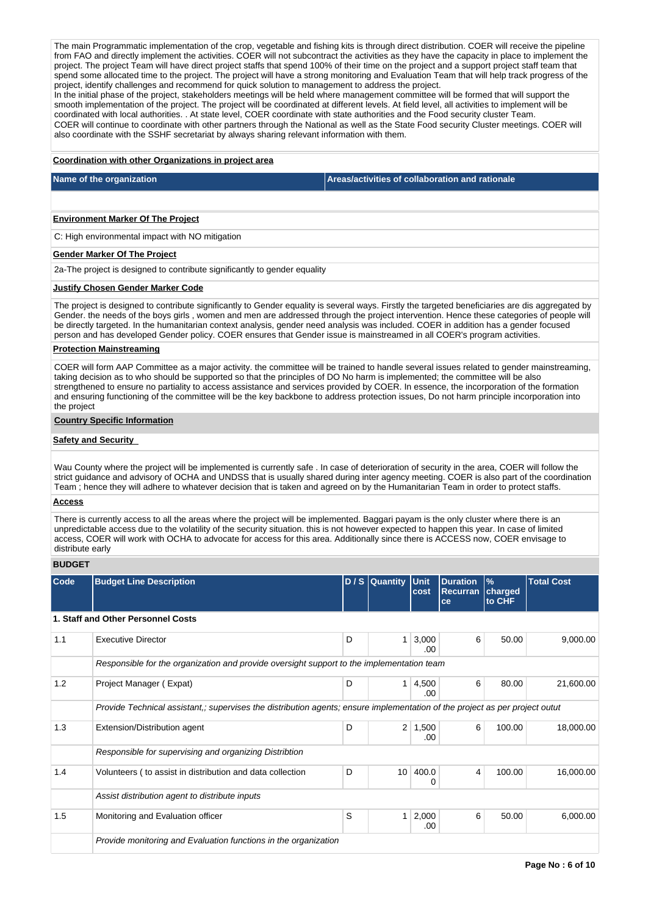The main Programmatic implementation of the crop, vegetable and fishing kits is through direct distribution. COER will receive the pipeline from FAO and directly implement the activities. COER will not subcontract the activities as they have the capacity in place to implement the project. The project Team will have direct project staffs that spend 100% of their time on the project and a support project staff team that spend some allocated time to the project. The project will have a strong monitoring and Evaluation Team that will help track progress of the project, identify challenges and recommend for quick solution to management to address the project.
In the initial phase of the project, stakeholders meetings will be held where management committee will be formed that will support the smooth implementation of the project. The project will be coordinated at different levels. At field level, all activities to implement will be coordinated with local authorities. . At state level, COER coordinate with state authorities and the Food security cluster Team.
COER will continue to coordinate with other partners through the National as well as the State Food security Cluster meetings. COER will also coordinate with the SSHF secretariat by always sharing relevant information with them.

**Coordination with other Organizations in project area**

| Name of the organization | Areas/activities of collaboration and rationale |
|---|---|
| | |

**Environment Marker Of The Project**

C: High environmental impact with NO mitigation

**Gender Marker Of The Project**

2a-The project is designed to contribute significantly to gender equality

**Justify Chosen Gender Marker Code**

The project is designed to contribute significantly to Gender equality is several ways. Firstly the targeted beneficiaries are dis aggregated by Gender. the needs of the boys girls , women and men are addressed through the project intervention. Hence these categories of people will be directly targeted. In the humanitarian context analysis, gender need analysis was included. COER in addition has a gender focused person and has developed Gender policy. COER ensures that Gender issue is mainstreamed in all COER's program activities.

**Protection Mainstreaming**

COER will form AAP Committee as a major activity. the committee will be trained to handle several issues related to gender mainstreaming, taking decision as to who should be supported so that the principles of DO No harm is implemented; the committee will be also strengthened to ensure no partiality to access assistance and services provided by COER. In essence, the incorporation of the formation and ensuring functioning of the committee will be the key backbone to address protection issues, Do not harm principle incorporation into the project

**Country Specific Information**

**Safety and Security**

Wau County where the project will be implemented is currently safe . In case of deterioration of security in the area, COER will follow the strict guidance and advisory of OCHA and UNDSS that is usually shared during inter agency meeting. COER is also part of the coordination Team ; hence they will adhere to whatever decision that is taken and agreed on by the Humanitarian Team in order to protect staffs.

**Access**

There is currently access to all the areas where the project will be implemented. Baggari payam is the only cluster where there is an unpredictable access due to the volatility of the security situation. this is not however expected to happen this year. In case of limited access, COER will work with OCHA to advocate for access for this area. Additionally since there is ACCESS now, COER envisage to distribute early

**BUDGET**

| Code | Budget Line Description | D / S | Quantity | Unit cost | Duration Recurrance | % charged to CHF | Total Cost |
|---|---|---|---|---|---|---|---|
| **1. Staff and Other Personnel Costs** | | | | | | | |
| 1.1 | Executive Director | D | 1 | 3,000.00 | 6 | 50.00 | 9,000.00 |
| | *Responsible for the organization and provide oversight support to the implementation team* | | | | | | |
| 1.2 | Project Manager ( Expat) | D | 1 | 4,500.00 | 6 | 80.00 | 21,600.00 |
| | *Provide Technical assistant,; supervises the distribution agents; ensure implementation of the project as per project outut* | | | | | | |
| 1.3 | Extension/Distribution agent | D | 2 | 1,500.00 | 6 | 100.00 | 18,000.00 |
| | *Responsible for supervising and organizing Distribtion* | | | | | | |
| 1.4 | Volunteers ( to assist in distribution and data collection | D | 10 | 400.00 | 4 | 100.00 | 16,000.00 |
| | *Assist distribution agent to distribute inputs* | | | | | | |
| 1.5 | Monitoring and Evaluation officer | S | 1 | 2,000.00 | 6 | 50.00 | 6,000.00 |
| | *Provide monitoring and Evaluation functions in the organization* | | | | | | |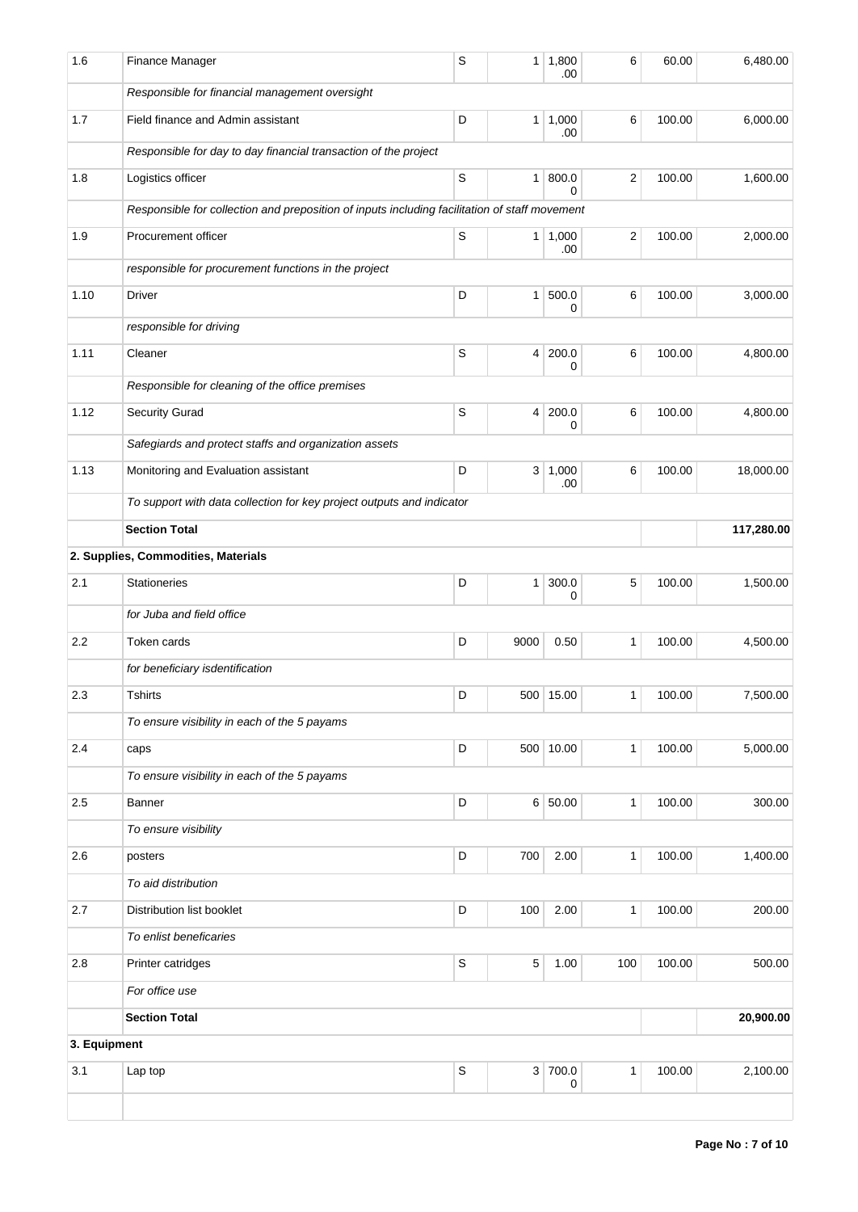| | | | | | | | |
|---|---|---|---|---|---|---|---|
| 1.6 | Finance Manager | S | 1 | 1,800.00 | 6 | 60.00 | 6,480.00 |
| | *Responsible for financial management oversight* | | | | | | |
| 1.7 | Field finance and Admin assistant | D | 1 | 1,000.00 | 6 | 100.00 | 6,000.00 |
| | *Responsible for day to day financial transaction of the project* | | | | | | |
| 1.8 | Logistics officer | S | 1 | 800.00 | 2 | 100.00 | 1,600.00 |
| | *Responsible for collection and preposition of inputs including facilitation of staff movement* | | | | | | |
| 1.9 | Procurement officer | S | 1 | 1,000.00 | 2 | 100.00 | 2,000.00 |
| | *responsible for procurement functions in the project* | | | | | | |
| 1.10 | Driver | D | 1 | 500.00 | 6 | 100.00 | 3,000.00 |
| | *responsible for driving* | | | | | | |
| 1.11 | Cleaner | S | 4 | 200.00 | 6 | 100.00 | 4,800.00 |
| | *Responsible for cleaning of the office premises* | | | | | | |
| 1.12 | Security Gurad | S | 4 | 200.00 | 6 | 100.00 | 4,800.00 |
| | *Safegiards and protect staffs and organization assets* | | | | | | |
| 1.13 | Monitoring and Evaluation assistant | D | 3 | 1,000.00 | 6 | 100.00 | 18,000.00 |
| | *To support with data collection for key project outputs and indicator* | | | | | | |
| | **Section Total** | | | | | | **117,280.00** |
| **2. Supplies, Commodities, Materials** | | | | | | | |
| 2.1 | Stationeries | D | 1 | 300.00 | 5 | 100.00 | 1,500.00 |
| | *for Juba and field office* | | | | | | |
| 2.2 | Token cards | D | 9000 | 0.50 | 1 | 100.00 | 4,500.00 |
| | *for beneficiary isdentification* | | | | | | |
| 2.3 | Tshirts | D | 500 | 15.00 | 1 | 100.00 | 7,500.00 |
| | *To ensure visibility in each of the 5 payams* | | | | | | |
| 2.4 | caps | D | 500 | 10.00 | 1 | 100.00 | 5,000.00 |
| | *To ensure visibility in each of the 5 payams* | | | | | | |
| 2.5 | Banner | D | 6 | 50.00 | 1 | 100.00 | 300.00 |
| | *To ensure visibility* | | | | | | |
| 2.6 | posters | D | 700 | 2.00 | 1 | 100.00 | 1,400.00 |
| | *To aid distribution* | | | | | | |
| 2.7 | Distribution list booklet | D | 100 | 2.00 | 1 | 100.00 | 200.00 |
| | *To enlist beneficaries* | | | | | | |
| 2.8 | Printer catridges | S | 5 | 1.00 | 100 | 100.00 | 500.00 |
| | *For office use* | | | | | | |
| | **Section Total** | | | | | | **20,900.00** |
| **3. Equipment** | | | | | | | |
| 3.1 | Lap top | S | 3 | 700.00 | 1 | 100.00 | 2,100.00 |
| | | | | | | | |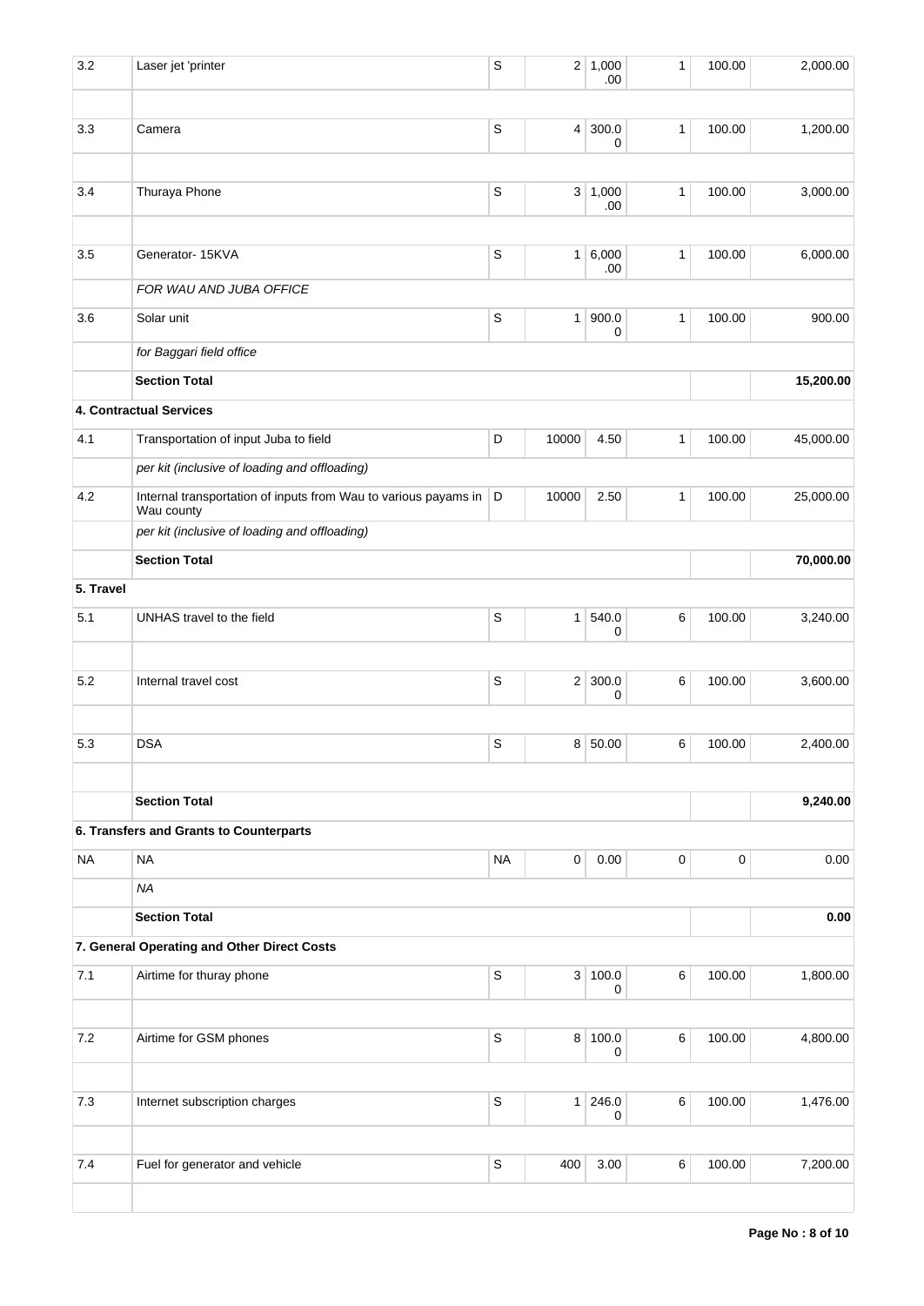| | | | | | | | |
|---|---|---|---|---|---|---|---|
| 3.2 | Laser jet 'printer | S | 2 | 1,000.00 | 1 | 100.00 | 2,000.00 |
| | | | | | | | |
| 3.3 | Camera | S | 4 | 300.00 | 1 | 100.00 | 1,200.00 |
| | | | | | | | |
| 3.4 | Thuraya Phone | S | 3 | 1,000.00 | 1 | 100.00 | 3,000.00 |
| | | | | | | | |
| 3.5 | Generator- 15KVA | S | 1 | 6,000.00 | 1 | 100.00 | 6,000.00 |
| | *FOR WAU AND JUBA OFFICE* | | | | | | |
| 3.6 | Solar unit | S | 1 | 900.00 | 1 | 100.00 | 900.00 |
| | *for Baggari field office* | | | | | | |
| | **Section Total** | | | | | | **15,200.00** |
| | **4. Contractual Services** | | | | | | |
| 4.1 | Transportation of input Juba to field | D | 10000 | 4.50 | 1 | 100.00 | 45,000.00 |
| | *per kit (inclusive of loading and offloading)* | | | | | | |
| 4.2 | Internal transportation of inputs from Wau to various payams in Wau county | D | 10000 | 2.50 | 1 | 100.00 | 25,000.00 |
| | *per kit (inclusive of loading and offloading)* | | | | | | |
| | **Section Total** | | | | | | **70,000.00** |
| **5. Travel** | | | | | | | |
| 5.1 | UNHAS travel to the field | S | 1 | 540.00 | 6 | 100.00 | 3,240.00 |
| | | | | | | | |
| 5.2 | Internal travel cost | S | 2 | 300.00 | 6 | 100.00 | 3,600.00 |
| | | | | | | | |
| 5.3 | DSA | S | 8 | 50.00 | 6 | 100.00 | 2,400.00 |
| | | | | | | | |
| | **Section Total** | | | | | | **9,240.00** |
| | **6. Transfers and Grants to Counterparts** | | | | | | |
| NA | NA | NA | 0 | 0.00 | 0 | 0 | 0.00 |
| | *NA* | | | | | | |
| | **Section Total** | | | | | | **0.00** |
| | **7. General Operating and Other Direct Costs** | | | | | | |
| 7.1 | Airtime for thuray phone | S | 3 | 100.00 | 6 | 100.00 | 1,800.00 |
| | | | | | | | |
| 7.2 | Airtime for GSM phones | S | 8 | 100.00 | 6 | 100.00 | 4,800.00 |
| | | | | | | | |
| 7.3 | Internet subscription charges | S | 1 | 246.00 | 6 | 100.00 | 1,476.00 |
| | | | | | | | |
| 7.4 | Fuel for generator and vehicle | S | 400 | 3.00 | 6 | 100.00 | 7,200.00 |
| | | | | | | | |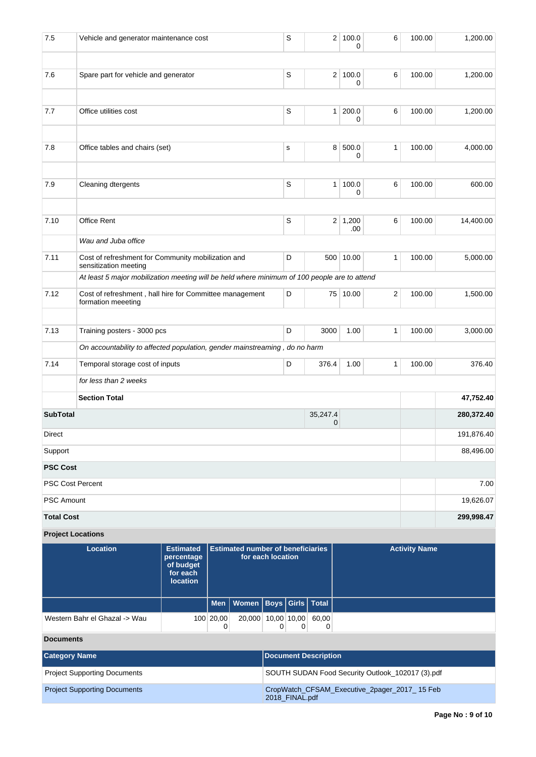| | | | | | | | |
|---|---|---|---|---|---|---|---|
| 7.5 | Vehicle and generator maintenance cost | S | 2 | 100.00 | 6 | 100.00 | 1,200.00 |
| | | | | | | | |
| 7.6 | Spare part for vehicle and generator | S | 2 | 100.00 | 6 | 100.00 | 1,200.00 |
| | | | | | | | |
| 7.7 | Office utilities cost | S | 1 | 200.00 | 6 | 100.00 | 1,200.00 |
| | | | | | | | |
| 7.8 | Office tables and chairs (set) | s | 8 | 500.00 | 1 | 100.00 | 4,000.00 |
| | | | | | | | |
| 7.9 | Cleaning dtergents | S | 1 | 100.00 | 6 | 100.00 | 600.00 |
| | | | | | | | |
| 7.10 | Office Rent | S | 2 | 1,200.00 | 6 | 100.00 | 14,400.00 |
| | *Wau and Juba office* | | | | | | |
| 7.11 | Cost of refreshment for Community mobilization and sensitization meeting | D | 500 | 10.00 | 1 | 100.00 | 5,000.00 |
| | *At least 5 major mobilization meeting will be held where minimum of 100 people are to attend* | | | | | | |
| 7.12 | Cost of refreshment , hall hire for Committee management formation meeeting | D | 75 | 10.00 | 2 | 100.00 | 1,500.00 |
| | | | | | | | |
| 7.13 | Training posters - 3000 pcs | D | 3000 | 1.00 | 1 | 100.00 | 3,000.00 |
| | *On accountability to affected population, gender mainstreaming , do no harm* | | | | | | |
| 7.14 | Temporal storage cost of inputs | D | 376.4 | 1.00 | 1 | 100.00 | 376.40 |
| | *for less than 2 weeks* | | | | | | |
| | **Section Total** | | | | | | **47,752.40** |
| **SubTotal** | | | 35,247.40 | | | | **280,372.40** |
| Direct | | | | | | | 191,876.40 |
| Support | | | | | | | 88,496.00 |
| **PSC Cost** | | | | | | | |
| PSC Cost Percent | | | | | | | 7.00 |
| PSC Amount | | | | | | | 19,626.07 |
| **Total Cost** | | | | | | | **299,998.47** |

**Project Locations**

| Location | Estimated percentage of budget for each location | Estimated number of beneficiaries for each location | | | | | Activity Name |
|---|---|---|---|---|---|---|---|
| | | Men | Women | Boys | Girls | Total | |
| Western Bahr el Ghazal -> Wau | 100 | 20,000 | 20,000 | 10,000 | 10,000 | 60,000 | |

**Documents**

| Category Name | Document Description |
|---|---|
| Project Supporting Documents | SOUTH SUDAN Food Security Outlook_102017 (3).pdf |
| Project Supporting Documents | CropWatch_CFSAM_Executive_2pager_2017_ 15 Feb 2018_FINAL.pdf |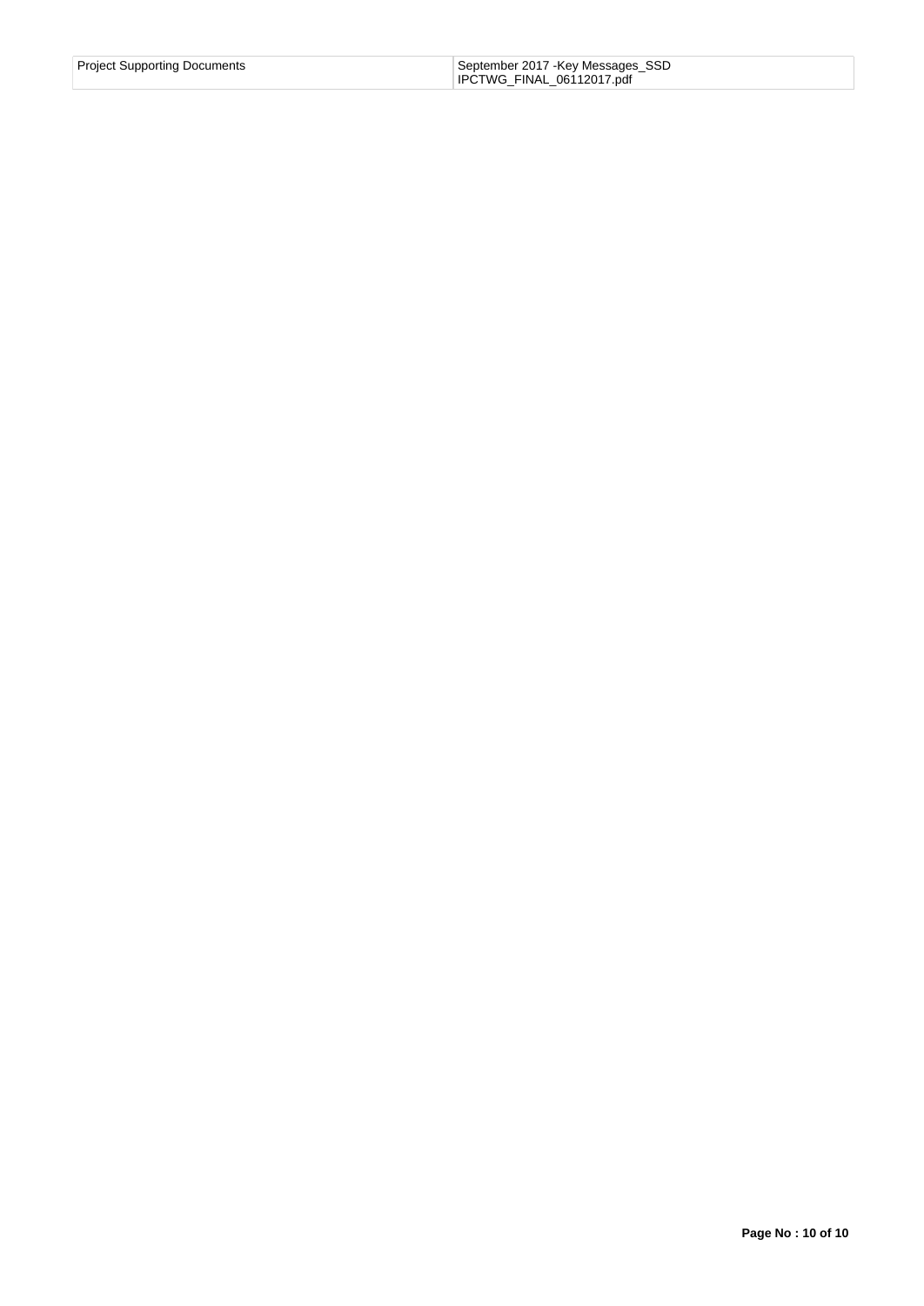| | |
|---|---|
| Project Supporting Documents | September 2017 -Key Messages_SSD IPCTWG_FINAL_06112017.pdf |